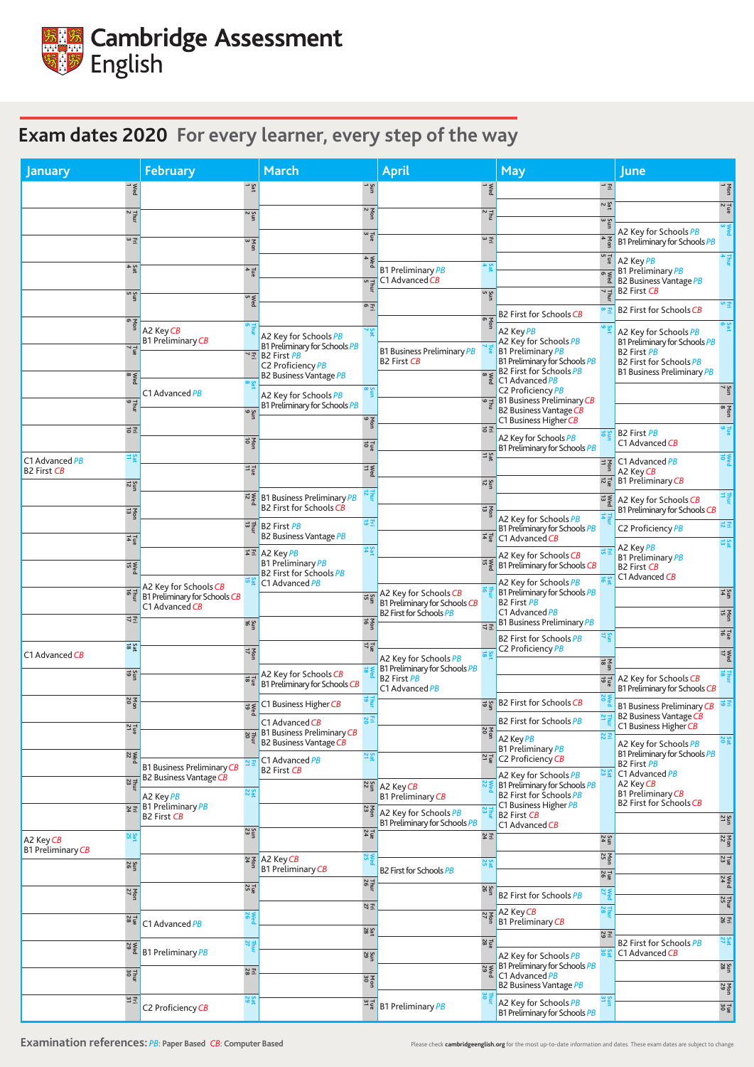# Cambridge Assessment English

## Exam dates 2020 For every learner, every step of the way

### January

- **11 Sat**: C1 Advanced *PB*, B2 First *CB*
- **18 Sat**: C1 Advanced *CB*
- **25 Sat**: A2 Key *CB*, B1 Preliminary *CB*

### February

- **6 Thur**: A2 Key *CB*, B1 Preliminary *CB*
- **8 Sat**: C1 Advanced *PB*
- **15 Sat**: A2 Key for Schools *CB*, B1 Preliminary for Schools *CB*, C1 Advanced *CB*
- **21 Fri**: B1 Business Preliminary *CB*, B2 Business Vantage *CB*
- **22 Sat**: A2 Key *PB*, B1 Preliminary *PB*, B2 First *CB*
- **26 Wed**: C1 Advanced *PB*
- **27 Thur**: B1 Preliminary *PB*
- **29 Sat**: C2 Proficiency *CB*

### March

- **7 Sat**: A2 Key for Schools *PB*, B1 Preliminary for Schools *PB*, B2 First *PB*, C2 Proficiency *PB*, B2 Business Vantage *PB*
- **8 Sun**: A2 Key for Schools *PB*, B1 Preliminary for Schools *PB*
- **12 Thur**: B1 Business Preliminary *PB*, B2 First for Schools *CB*
- **13 Fri**: B2 First *PB*, B2 Business Vantage *PB*
- **14 Sat**: A2 Key *PB*, B1 Preliminary *PB*, B2 First for Schools *PB*, C1 Advanced *PB*
- **18 Wed**: A2 Key for Schools *CB*, B1 Preliminary for Schools *CB*
- **19 Thur**: C1 Business Higher *CB*
- **20 Fri**: C1 Advanced *CB*, B1 Business Preliminary *CB*, B2 Business Vantage *CB*
- **21 Sat**: C1 Advanced *PB*, B2 First *CB*
- **25 Wed**: A2 Key *CB*, B1 Preliminary *CB*

### April

- **4 Sat**: B1 Preliminary *PB*, C1 Advanced *CB*
- **7 Tue**: B1 Business Preliminary *PB*, B2 First *CB*
- **16 Thur**: A2 Key for Schools *CB*, B1 Preliminary for Schools *CB*, B2 First for Schools *PB*
- **18 Sat**: A2 Key for Schools *PB*, B1 Preliminary for Schools *PB*, B2 First *PB*, C1 Advanced *PB*
- **22 Wed**: A2 Key *CB*, B1 Preliminary *CB*
- **23 Thur**: A2 Key for Schools *PB*, B1 Preliminary for Schools *PB*
- **25 Sat**: B2 First for Schools *PB*
- **30 Thur**: B1 Preliminary *PB*

### May

- **8 Fri**: B2 First for Schools *CB*
- **9 Sat**: A2 Key *PB*, A2 Key for Schools *PB*, B1 Preliminary *PB*, B1 Preliminary for Schools *PB*, B2 First for Schools *PB*, C1 Advanced *PB*, C2 Proficiency *PB*, B1 Business Preliminary *CB*, B2 Business Vantage *CB*, C1 Business Higher *CB*
- **10 Sun**: A2 Key for Schools *PB*, B1 Preliminary for Schools *PB*
- **14 Thur**: A2 Key for Schools *PB*, B1 Preliminary for Schools *PB*, C1 Advanced *CB*
- **15 Fri**: A2 Key for Schools *CB*, B1 Preliminary for Schools *CB*
- **16 Sat**: A2 Key for Schools *PB*, B1 Preliminary for Schools *PB*, B2 First *PB*, C1 Advanced *PB*, B1 Business Preliminary *PB*
- **17 Sun**: B2 First for Schools *PB*, C2 Proficiency *PB*
- **20 Wed**: B2 First for Schools *CB*
- **21 Thur**: B2 First for Schools *PB*
- **22 Fri**: A2 Key *PB*, B1 Preliminary *PB*, C2 Proficiency *CB*
- **23 Sat**: A2 Key for Schools *PB*, B1 Preliminary for Schools *PB*, B2 First for Schools *PB*, C1 Business Higher *PB*, B2 First *CB*, C1 Advanced *CB*
- **27 Wed**: B2 First for Schools *PB*
- **28 Thur**: A2 Key *CB*, B1 Preliminary *CB*
- **30 Sat**: A2 Key for Schools *PB*, B1 Preliminary for Schools *PB*, C1 Advanced *PB*, B2 Business Vantage *PB*
- **31 Sun**: A2 Key for Schools *PB*, B1 Preliminary for Schools *PB*

### June

- **3 Wed**: A2 Key for Schools *PB*, B1 Preliminary for Schools *PB*
- **4 Thur**: A2 Key *PB*, B1 Preliminary *PB*, B2 Business Vantage *PB*, B2 First *CB*
- **5 Fri**: B2 First for Schools *CB*
- **6 Sat**: A2 Key for Schools *PB*, B1 Preliminary for Schools *PB*, B2 First *PB*, B2 First for Schools *PB*, B1 Business Preliminary *PB*
- **9 Tue**: B2 First *PB*, C1 Advanced *CB*
- **10 Wed**: C1 Advanced *PB*, A2 Key *CB*, B1 Preliminary *CB*
- **11 Thur**: A2 Key for Schools *CB*, B1 Preliminary for Schools *CB*
- **12 Fri**: C2 Proficiency *PB*
- **13 Sat**: A2 Key *PB*, B1 Preliminary *PB*, B2 First *CB*, C1 Advanced *CB*
- **18 Thur**: A2 Key for Schools *CB*, B1 Preliminary for Schools *CB*
- **19 Fri**: B1 Business Preliminary *CB*, B2 Business Vantage *CB*, C1 Business Higher *CB*
- **20 Sat**: A2 Key for Schools *PB*, B1 Preliminary for Schools *PB*, B2 First *PB*, C1 Advanced *PB*, A2 Key *CB*, B1 Preliminary *CB*, B2 First for Schools *CB*
- **27 Sat**: B2 First for Schools *PB*, C1 Advanced *CB*

**Examination references:** *PB*: Paper Based *CB*: Computer Based

Please check **cambridgeenglish.org** for the most up-to-date information and dates. These exam dates are subject to change.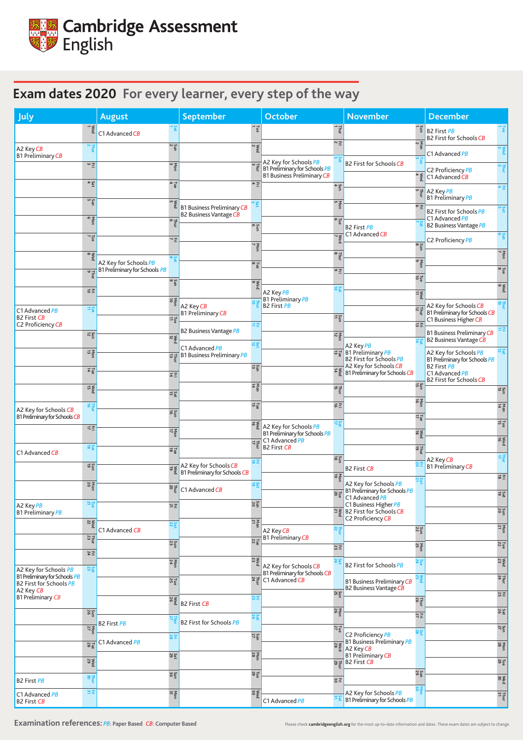# Cambridge Assessment English

## Exam dates 2020 For every learner, every step of the way

### July

- **2 Thur**: A2 Key *CB*, B1 Preliminary *CB*
- **11 Sat**: C1 Advanced *PB*, B2 First *CB*, C2 Proficiency *CB*
- **16 Thur**: A2 Key for Schools *CB*, B1 Preliminary for Schools *CB*
- **18 Sat**: C1 Advanced *CB*
- **21 Tue**: A2 Key *PB*, B1 Preliminary *PB*
- **25 Sat**: A2 Key for Schools *PB*, B1 Preliminary for Schools *PB*, B2 First for Schools *PB*, A2 Key *CB*, B1 Preliminary *CB*
- **30 Thur**: B2 First *PB*
- **31 Fri**: C1 Advanced *PB*, B2 First *CB*

### August

- **1 Sat**: C1 Advanced *CB*
- **8 Sat**: A2 Key for Schools *PB*, B1 Preliminary for Schools *PB*
- **22 Sat**: C1 Advanced *CB*
- **27 Thur**: B2 First *PB*
- **28 Fri**: C1 Advanced *PB*

### September

- **5 Sat**: B1 Business Preliminary *CB*, B2 Business Vantage *CB*
- **10 Thur**: A2 Key *CB*, B1 Preliminary *CB*
- **11 Fri**: B2 Business Vantage *PB*
- **12 Sat**: C1 Advanced *PB*, B1 Business Preliminary *PB*
- **18 Fri**: A2 Key for Schools *CB*, B1 Preliminary for Schools *CB*
- **19 Sat**: C1 Advanced *CB*
- **25 Fri**: B2 First *CB*
- **26 Sat**: B2 First for Schools *PB*

### October

- **3 Sat**: A2 Key for Schools *PB*, B1 Preliminary for Schools *PB*, B1 Business Preliminary *CB*
- **10 Sat**: A2 Key *PB*, B1 Preliminary *PB*, B2 First *PB*
- **17 Sat**: A2 Key for Schools *PB*, B1 Preliminary for Schools *PB*, C1 Advanced *PB*, B2 First *CB*
- **22 Thur**: A2 Key *CB*, B1 Preliminary *CB*
- **24 Sat**: A2 Key for Schools *CB*, B1 Preliminary for Schools *CB*, C1 Advanced *CB*
- **31 Sat**: C1 Advanced *PB*

### November

- **3 Tue**: B2 First for Schools *CB*
- **7 Sat**: B2 First *PB*, C1 Advanced *CB*
- **14 Sat**: A2 Key *PB*, B1 Preliminary *PB*, B2 First for Schools *PB*, A2 Key for Schools *CB*, B1 Preliminary for Schools *CB*
- **20 Fri**: B2 First *CB*
- **21 Sat**: A2 Key for Schools *PB*, B1 Preliminary for Schools *PB*, C1 Advanced *PB*, C1 Business Higher *PB*, B2 First for Schools *CB*, C2 Proficiency *CB*
- **24 Tue**: B2 First for Schools *PB*
- **25 Wed**: B1 Business Preliminary *CB*, B2 Business Vantage *CB*
- **28 Sat**: C2 Proficiency *PB*, B1 Business Preliminary *PB*, A2 Key *CB*, B1 Preliminary *CB*, B2 First *CB*
- **30 Mon**: A2 Key for Schools *PB*, B1 Preliminary for Schools *PB*

### December

- **1 Tue**: B2 First *PB*, B2 First for Schools *CB*
- **2 Wed**: C1 Advanced *PB*
- **3 Thur**: C2 Proficiency *PB*, C1 Advanced *CB*
- **4 Fri**: A2 Key *PB*, B1 Preliminary *PB*
- **5 Sat**: B2 First for Schools *PB*, C1 Advanced *PB*, B2 Business Vantage *PB*
- **6 Sun**: C2 Proficiency *PB*
- **10 Thur**: A2 Key for Schools *CB*, B1 Preliminary for Schools *CB*, C1 Business Higher *CB*
- **11 Fri**: B1 Business Preliminary *CB*, B2 Business Vantage *CB*
- **12 Sat**: A2 Key for Schools *PB*, B1 Preliminary for Schools *PB*, B2 First *PB*, C1 Advanced *PB*, B2 First for Schools *CB*
- **17 Thur**: A2 Key *CB*, B1 Preliminary *CB*

**Examination references:** *PB*: Paper Based *CB*: Computer Based

Please check **cambridgeenglish.org** for the most up-to-date information and dates. These exam dates are subject to change